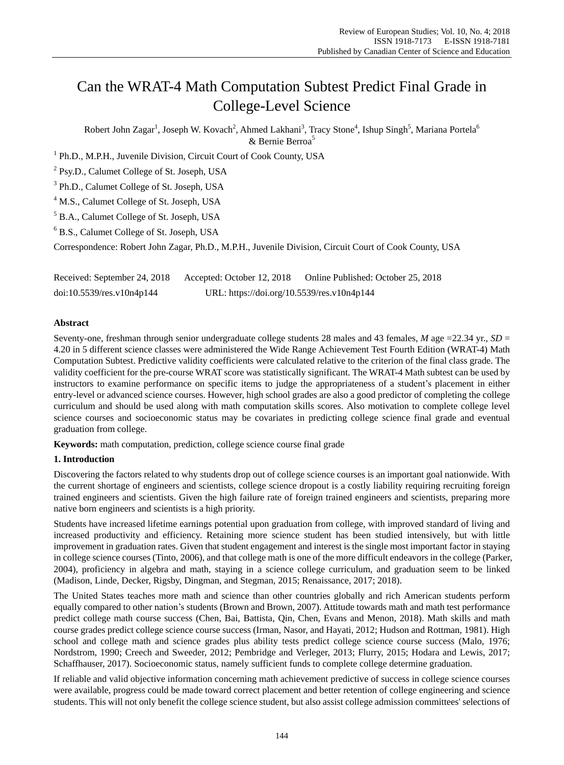# Can the WRAT-4 Math Computation Subtest Predict Final Grade in College-Level Science

Robert John Zagar[1], Joseph W. Kovach[2], Ahmed Lakhani[3], Tracy Stone[4], Ishup Singh[5], Mariana Portela[6] & Bernie Berroa[5]

[1] Ph.D., M.P.H., Juvenile Division, Circuit Court of Cook County, USA

[2] Psy.D., Calumet College of St. Joseph, USA

[3] Ph.D., Calumet College of St. Joseph, USA

[4] M.S., Calumet College of St. Joseph, USA

[5] B.A., Calumet College of St. Joseph, USA

[6] B.S., Calumet College of St. Joseph, USA

Correspondence: Robert John Zagar, Ph.D., M.P.H., Juvenile Division, Circuit Court of Cook County, USA

Received: September 24, 2018 Accepted: October 12, 2018 Online Published: October 25, 2018

doi:10.5539/res.v10n4p144 URL: https://doi.org/10.5539/res.v10n4p144

## Abstract

Seventy-one, freshman through senior undergraduate college students 28 males and 43 females, *M* age =22.34 yr., *SD* = 4.20 in 5 different science classes were administered the Wide Range Achievement Test Fourth Edition (WRAT-4) Math Computation Subtest. Predictive validity coefficients were calculated relative to the criterion of the final class grade. The validity coefficient for the pre-course WRAT score was statistically significant. The WRAT-4 Math subtest can be used by instructors to examine performance on specific items to judge the appropriateness of a student's placement in either entry-level or advanced science courses. However, high school grades are also a good predictor of completing the college curriculum and should be used along with math computation skills scores. Also motivation to complete college level science courses and socioeconomic status may be covariates in predicting college science final grade and eventual graduation from college.

**Keywords:** math computation, prediction, college science course final grade

## 1. Introduction

Discovering the factors related to why students drop out of college science courses is an important goal nationwide. With the current shortage of engineers and scientists, college science dropout is a costly liability requiring recruiting foreign trained engineers and scientists. Given the high failure rate of foreign trained engineers and scientists, preparing more native born engineers and scientists is a high priority.

Students have increased lifetime earnings potential upon graduation from college, with improved standard of living and increased productivity and efficiency. Retaining more science student has been studied intensively, but with little improvement in graduation rates. Given that student engagement and interest is the single most important factor in staying in college science courses (Tinto, 2006), and that college math is one of the more difficult endeavors in the college (Parker, 2004), proficiency in algebra and math, staying in a science college curriculum, and graduation seem to be linked (Madison, Linde, Decker, Rigsby, Dingman, and Stegman, 2015; Renaissance, 2017; 2018).

The United States teaches more math and science than other countries globally and rich American students perform equally compared to other nation's students (Brown and Brown, 2007). Attitude towards math and math test performance predict college math course success (Chen, Bai, Battista, Qin, Chen, Evans and Menon, 2018). Math skills and math course grades predict college science course success (Irman, Nasor, and Hayati, 2012; Hudson and Rottman, 1981). High school and college math and science grades plus ability tests predict college science course success (Malo, 1976; Nordstrom, 1990; Creech and Sweeder, 2012; Pembridge and Verleger, 2013; Flurry, 2015; Hodara and Lewis, 2017; Schaffhauser, 2017). Socioeconomic status, namely sufficient funds to complete college determine graduation.

If reliable and valid objective information concerning math achievement predictive of success in college science courses were available, progress could be made toward correct placement and better retention of college engineering and science students. This will not only benefit the college science student, but also assist college admission committees' selections of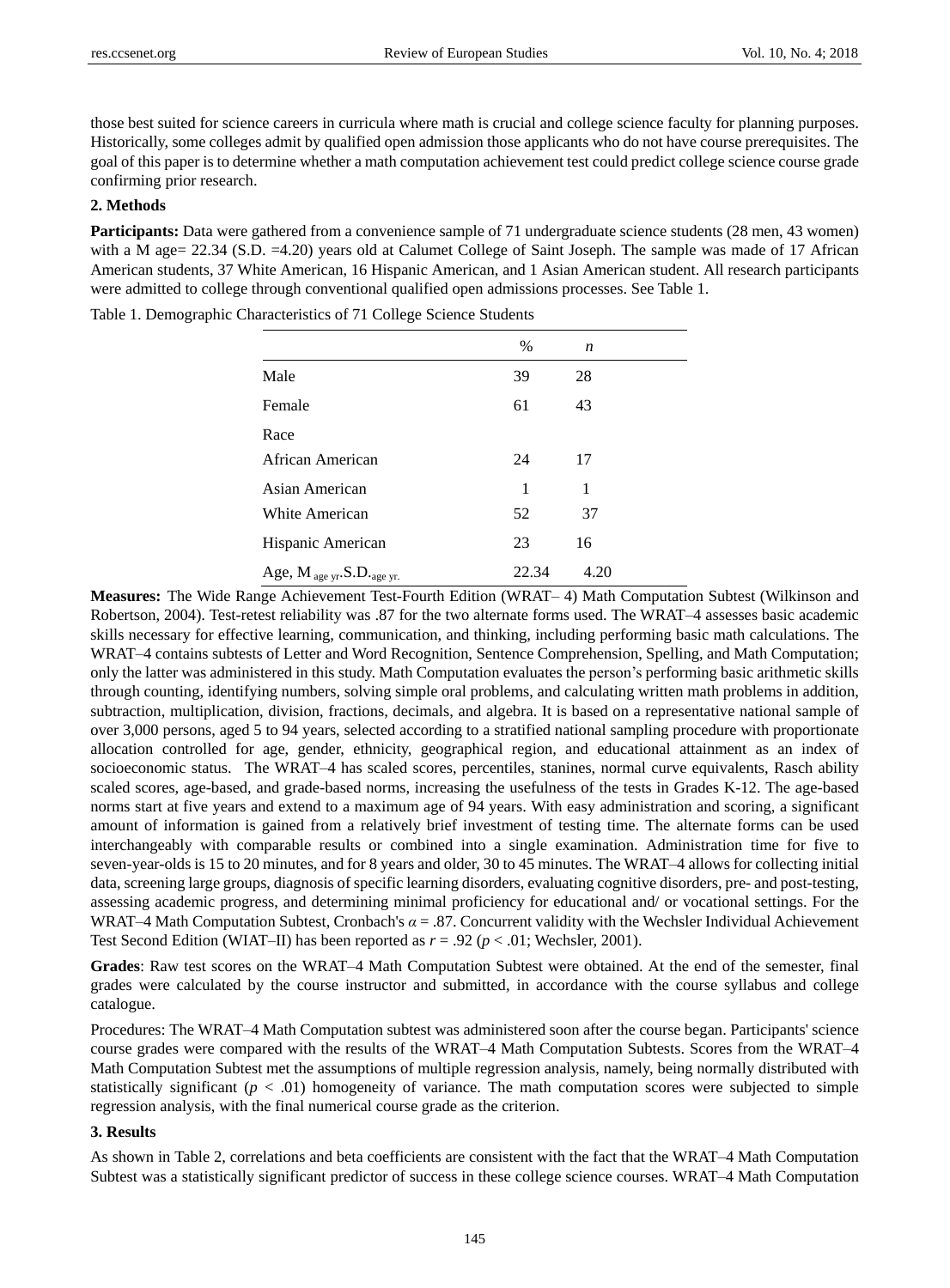those best suited for science careers in curricula where math is crucial and college science faculty for planning purposes. Historically, some colleges admit by qualified open admission those applicants who do not have course prerequisites. The goal of this paper is to determine whether a math computation achievement test could predict college science course grade confirming prior research.

## 2. Methods

**Participants:** Data were gathered from a convenience sample of 71 undergraduate science students (28 men, 43 women) with a M age= 22.34 (S.D. =4.20) years old at Calumet College of Saint Joseph. The sample was made of 17 African American students, 37 White American, 16 Hispanic American, and 1 Asian American student. All research participants were admitted to college through conventional qualified open admissions processes. See Table 1.

Table 1. Demographic Characteristics of 71 College Science Students

| | % | *n* |
|---|---|---|
| Male | 39 | 28 |
| Female | 61 | 43 |
| Race | | |
| African American | 24 | 17 |
| Asian American | 1 | 1 |
| White American | 52 | 37 |
| Hispanic American | 23 | 16 |
| Age, $M_{age\ yr}$.$S.D._{age\ yr.}$ | 22.34 | 4.20 |

**Measures:** The Wide Range Achievement Test-Fourth Edition (WRAT– 4) Math Computation Subtest (Wilkinson and Robertson, 2004). Test-retest reliability was .87 for the two alternate forms used. The WRAT–4 assesses basic academic skills necessary for effective learning, communication, and thinking, including performing basic math calculations. The WRAT–4 contains subtests of Letter and Word Recognition, Sentence Comprehension, Spelling, and Math Computation; only the latter was administered in this study. Math Computation evaluates the person's performing basic arithmetic skills through counting, identifying numbers, solving simple oral problems, and calculating written math problems in addition, subtraction, multiplication, division, fractions, decimals, and algebra. It is based on a representative national sample of over 3,000 persons, aged 5 to 94 years, selected according to a stratified national sampling procedure with proportionate allocation controlled for age, gender, ethnicity, geographical region, and educational attainment as an index of socioeconomic status. The WRAT–4 has scaled scores, percentiles, stanines, normal curve equivalents, Rasch ability scaled scores, age-based, and grade-based norms, increasing the usefulness of the tests in Grades K-12. The age-based norms start at five years and extend to a maximum age of 94 years. With easy administration and scoring, a significant amount of information is gained from a relatively brief investment of testing time. The alternate forms can be used interchangeably with comparable results or combined into a single examination. Administration time for five to seven-year-olds is 15 to 20 minutes, and for 8 years and older, 30 to 45 minutes. The WRAT–4 allows for collecting initial data, screening large groups, diagnosis of specific learning disorders, evaluating cognitive disorders, pre- and post-testing, assessing academic progress, and determining minimal proficiency for educational and/ or vocational settings. For the WRAT–4 Math Computation Subtest, Cronbach's $\alpha = .87$. Concurrent validity with the Wechsler Individual Achievement Test Second Edition (WIAT–II) has been reported as $r = .92$ ($p < .01$; Wechsler, 2001).

**Grades**: Raw test scores on the WRAT–4 Math Computation Subtest were obtained. At the end of the semester, final grades were calculated by the course instructor and submitted, in accordance with the course syllabus and college catalogue.

Procedures: The WRAT–4 Math Computation subtest was administered soon after the course began. Participants' science course grades were compared with the results of the WRAT–4 Math Computation Subtests. Scores from the WRAT–4 Math Computation Subtest met the assumptions of multiple regression analysis, namely, being normally distributed with statistically significant ($p < .01$) homogeneity of variance. The math computation scores were subjected to simple regression analysis, with the final numerical course grade as the criterion.

## 3. Results

As shown in Table 2, correlations and beta coefficients are consistent with the fact that the WRAT–4 Math Computation Subtest was a statistically significant predictor of success in these college science courses. WRAT–4 Math Computation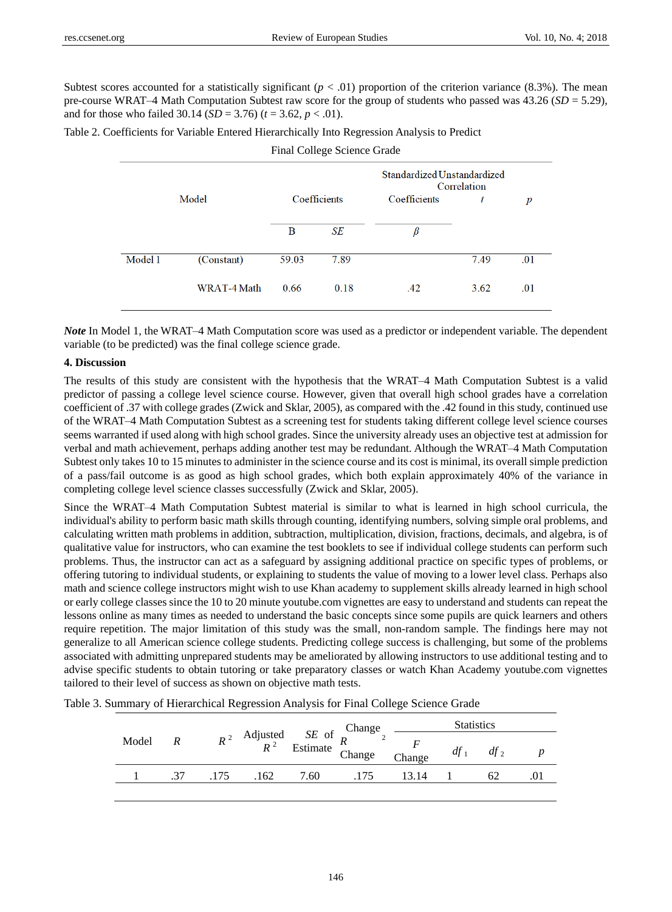Subtest scores accounted for a statistically significant ($p < .01$) proportion of the criterion variance (8.3%). The mean pre-course WRAT–4 Math Computation Subtest raw score for the group of students who passed was 43.26 (*SD* = 5.29), and for those who failed 30.14 (*SD* = 3.76) ($t = 3.62$, $p < .01$).

Table 2. Coefficients for Variable Entered Hierarchically Into Regression Analysis to Predict Final College Science Grade

| Model | | Unstandardized Coefficients | | Standardized Coefficients | Correlation *t* | *p* |
|---|---|---|---|---|---|---|
| | | B | *SE* | *β* | | |
| Model 1 | (Constant) | 59.03 | 7.89 | | 7.49 | .01 |
| | WRAT-4 Math | 0.66 | 0.18 | .42 | 3.62 | .01 |

***Note*** In Model 1, the WRAT–4 Math Computation score was used as a predictor or independent variable. The dependent variable (to be predicted) was the final college science grade.

## 4. Discussion

The results of this study are consistent with the hypothesis that the WRAT–4 Math Computation Subtest is a valid predictor of passing a college level science course. However, given that overall high school grades have a correlation coefficient of .37 with college grades (Zwick and Sklar, 2005), as compared with the .42 found in this study, continued use of the WRAT–4 Math Computation Subtest as a screening test for students taking different college level science courses seems warranted if used along with high school grades. Since the university already uses an objective test at admission for verbal and math achievement, perhaps adding another test may be redundant. Although the WRAT–4 Math Computation Subtest only takes 10 to 15 minutes to administer in the science course and its cost is minimal, its overall simple prediction of a pass/fail outcome is as good as high school grades, which both explain approximately 40% of the variance in completing college level science classes successfully (Zwick and Sklar, 2005).

Since the WRAT–4 Math Computation Subtest material is similar to what is learned in high school curricula, the individual's ability to perform basic math skills through counting, identifying numbers, solving simple oral problems, and calculating written math problems in addition, subtraction, multiplication, division, fractions, decimals, and algebra, is of qualitative value for instructors, who can examine the test booklets to see if individual college students can perform such problems. Thus, the instructor can act as a safeguard by assigning additional practice on specific types of problems, or offering tutoring to individual students, or explaining to students the value of moving to a lower level class. Perhaps also math and science college instructors might wish to use Khan academy to supplement skills already learned in high school or early college classes since the 10 to 20 minute youtube.com vignettes are easy to understand and students can repeat the lessons online as many times as needed to understand the basic concepts since some pupils are quick learners and others require repetition. The major limitation of this study was the small, non-random sample. The findings here may not generalize to all American science college students. Predicting college success is challenging, but some of the problems associated with admitting unprepared students may be ameliorated by allowing instructors to use additional testing and to advise specific students to obtain tutoring or take preparatory classes or watch Khan Academy youtube.com vignettes tailored to their level of success as shown on objective math tests.

Table 3. Summary of Hierarchical Regression Analysis for Final College Science Grade

| Model | *R* | $R^2$ | Adjusted $R^2$ | *SE* of Estimate | Change Statistics | | | | |
|---|---|---|---|---|---|---|---|---|---|
| | | | | | $R^2$ Change | *F* Change | $df_1$ | $df_2$ | *p* |
| 1 | .37 | .175 | .162 | 7.60 | .175 | 13.14 | 1 | 62 | .01 |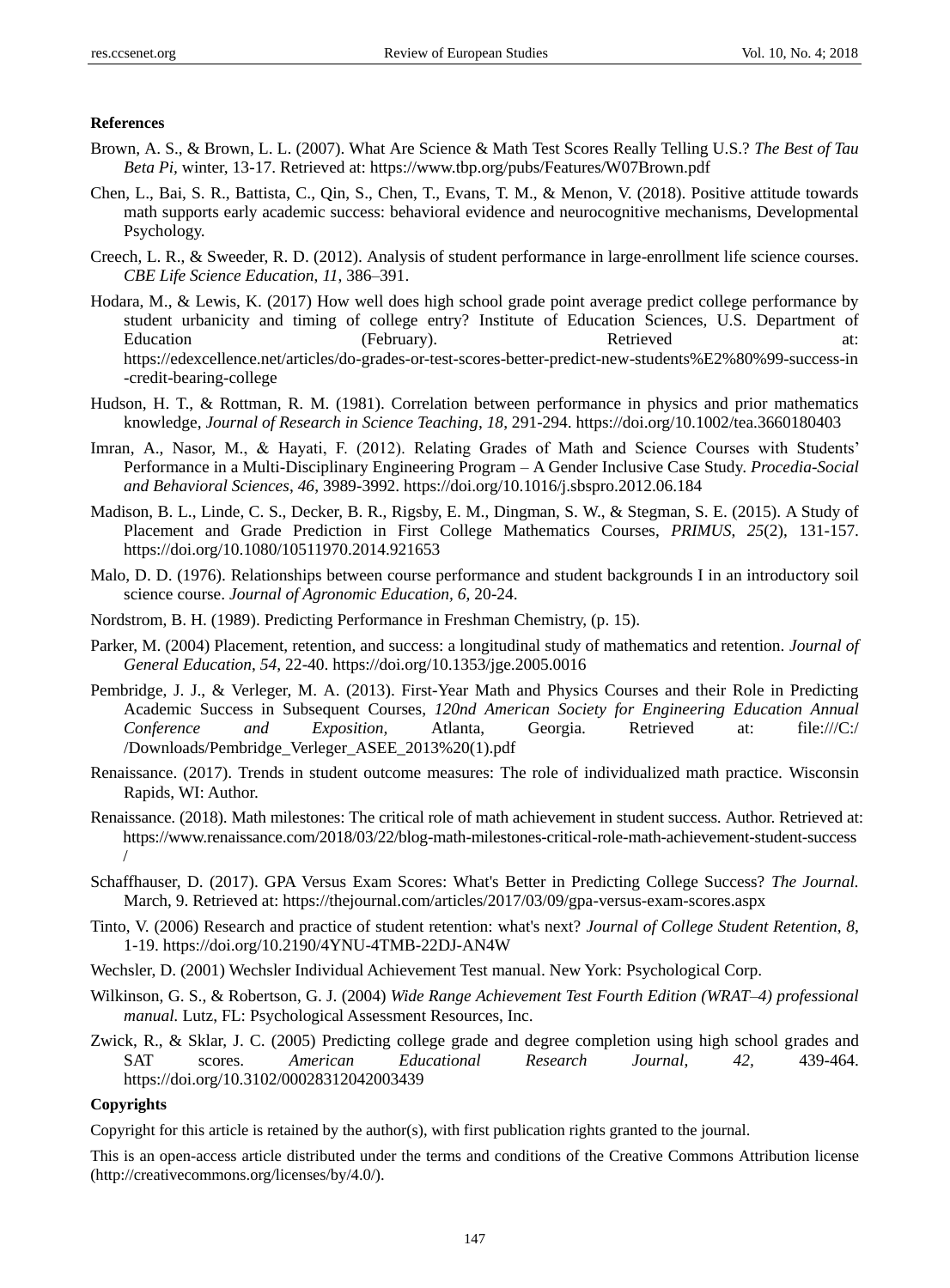**References**

Brown, A. S., & Brown, L. L. (2007). What Are Science & Math Test Scores Really Telling U.S.? *The Best of Tau Beta Pi*, winter, 13-17. Retrieved at: https://www.tbp.org/pubs/Features/W07Brown.pdf

Chen, L., Bai, S. R., Battista, C., Qin, S., Chen, T., Evans, T. M., & Menon, V. (2018). Positive attitude towards math supports early academic success: behavioral evidence and neurocognitive mechanisms, Developmental Psychology.

Creech, L. R., & Sweeder, R. D. (2012). Analysis of student performance in large-enrollment life science courses. *CBE Life Science Education*, *11*, 386–391.

Hodara, M., & Lewis, K. (2017) How well does high school grade point average predict college performance by student urbanicity and timing of college entry? Institute of Education Sciences, U.S. Department of Education (February). Retrieved at: https://edexcellence.net/articles/do-grades-or-test-scores-better-predict-new-students%E2%80%99-success-in-credit-bearing-college

Hudson, H. T., & Rottman, R. M. (1981). Correlation between performance in physics and prior mathematics knowledge, *Journal of Research in Science Teaching*, *18*, 291-294. https://doi.org/10.1002/tea.3660180403

Imran, A., Nasor, M., & Hayati, F. (2012). Relating Grades of Math and Science Courses with Students' Performance in a Multi-Disciplinary Engineering Program – A Gender Inclusive Case Study. *Procedia-Social and Behavioral Sciences*, *46*, 3989-3992. https://doi.org/10.1016/j.sbspro.2012.06.184

Madison, B. L., Linde, C. S., Decker, B. R., Rigsby, E. M., Dingman, S. W., & Stegman, S. E. (2015). A Study of Placement and Grade Prediction in First College Mathematics Courses, *PRIMUS*, *25*(2), 131-157. https://doi.org/10.1080/10511970.2014.921653

Malo, D. D. (1976). Relationships between course performance and student backgrounds I in an introductory soil science course. *Journal of Agronomic Education*, *6*, 20-24.

Nordstrom, B. H. (1989). Predicting Performance in Freshman Chemistry, (p. 15).

Parker, M. (2004) Placement, retention, and success: a longitudinal study of mathematics and retention. *Journal of General Education*, *54*, 22-40. https://doi.org/10.1353/jge.2005.0016

Pembridge, J. J., & Verleger, M. A. (2013). First-Year Math and Physics Courses and their Role in Predicting Academic Success in Subsequent Courses, *120nd American Society for Engineering Education Annual Conference and Exposition*, Atlanta, Georgia. Retrieved at: file:///C:/ /Downloads/Pembridge_Verleger_ASEE_2013%20(1).pdf

Renaissance. (2017). Trends in student outcome measures: The role of individualized math practice. Wisconsin Rapids, WI: Author.

Renaissance. (2018). Math milestones: The critical role of math achievement in student success. Author. Retrieved at: https://www.renaissance.com/2018/03/22/blog-math-milestones-critical-role-math-achievement-student-success/

Schaffhauser, D. (2017). GPA Versus Exam Scores: What's Better in Predicting College Success? *The Journal*. March, 9. Retrieved at: https://thejournal.com/articles/2017/03/09/gpa-versus-exam-scores.aspx

Tinto, V. (2006) Research and practice of student retention: what's next? *Journal of College Student Retention*, *8*, 1-19. https://doi.org/10.2190/4YNU-4TMB-22DJ-AN4W

Wechsler, D. (2001) Wechsler Individual Achievement Test manual. New York: Psychological Corp.

Wilkinson, G. S., & Robertson, G. J. (2004) *Wide Range Achievement Test Fourth Edition (WRAT–4) professional manual*. Lutz, FL: Psychological Assessment Resources, Inc.

Zwick, R., & Sklar, J. C. (2005) Predicting college grade and degree completion using high school grades and SAT scores. *American Educational Research Journal*, *42*, 439-464. https://doi.org/10.3102/00028312042003439

**Copyrights**

Copyright for this article is retained by the author(s), with first publication rights granted to the journal.

This is an open-access article distributed under the terms and conditions of the Creative Commons Attribution license (http://creativecommons.org/licenses/by/4.0/).